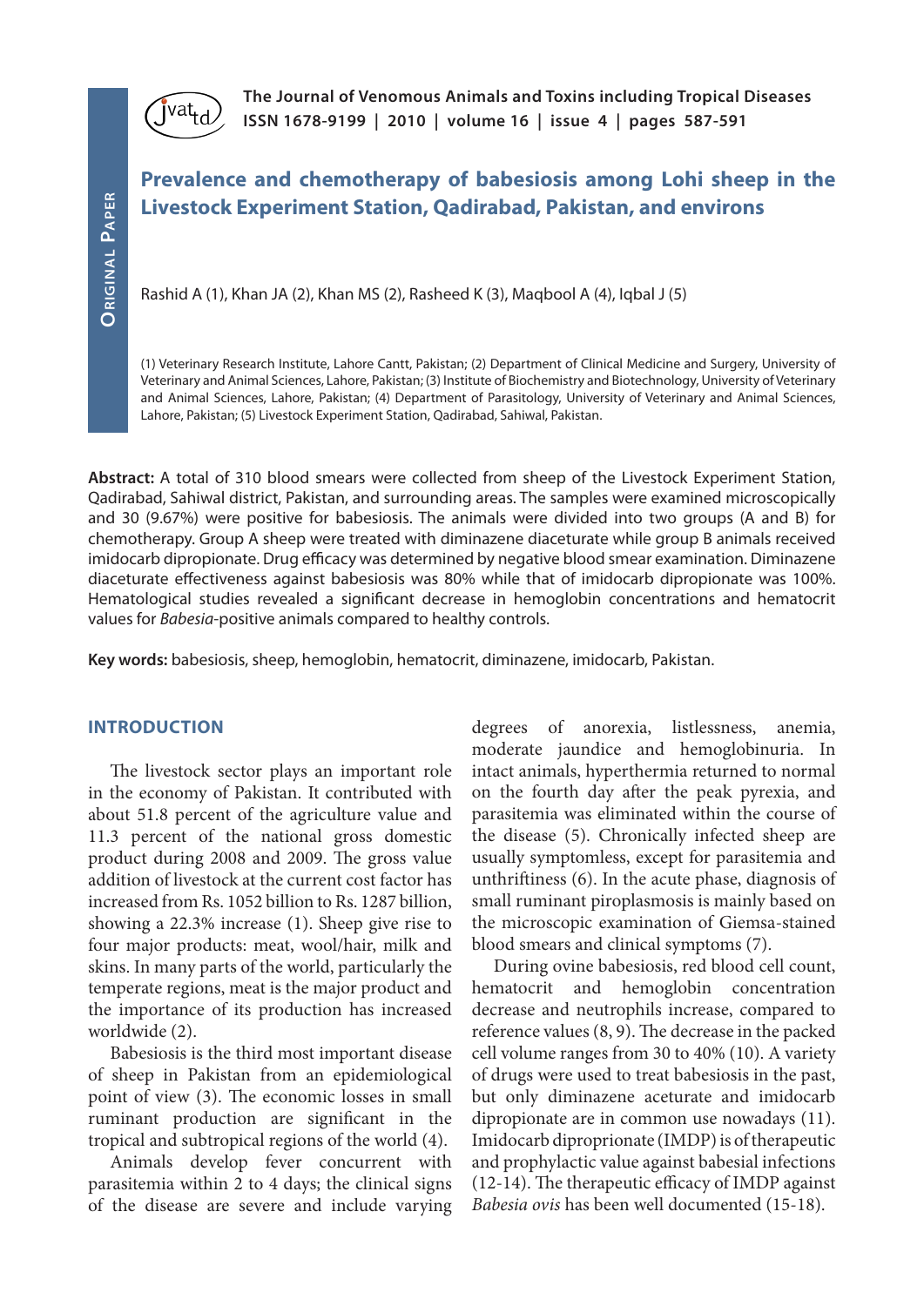**Original Paper**

# Prevalence and chemotherapy of babesiosis among Lohi sheep in the Livestock Experiment Station, Qadirabad, Pakistan, and environs

Rashid A (1), Khan JA (2), Khan MS (2), Rasheed K (3), Maqbool A (4), Iqbal J (5)

(1) Veterinary Research Institute, Lahore Cantt, Pakistan; (2) Department of Clinical Medicine and Surgery, University of Veterinary and Animal Sciences, Lahore, Pakistan; (3) Institute of Biochemistry and Biotechnology, University of Veterinary and Animal Sciences, Lahore, Pakistan; (4) Department of Parasitology, University of Veterinary and Animal Sciences, Lahore, Pakistan; (5) Livestock Experiment Station, Qadirabad, Sahiwal, Pakistan.

**Abstract:** A total of 310 blood smears were collected from sheep of the Livestock Experiment Station, Qadirabad, Sahiwal district, Pakistan, and surrounding areas. The samples were examined microscopically and 30 (9.67%) were positive for babesiosis. The animals were divided into two groups (A and B) for chemotherapy. Group A sheep were treated with diminazene diaceturate while group B animals received imidocarb dipropionate. Drug efficacy was determined by negative blood smear examination. Diminazene diaceturate effectiveness against babesiosis was 80% while that of imidocarb dipropionate was 100%. Hematological studies revealed a significant decrease in hemoglobin concentrations and hematocrit values for *Babesia*-positive animals compared to healthy controls.

**Key words:** babesiosis, sheep, hemoglobin, hematocrit, diminazene, imidocarb, Pakistan.

## INTRODUCTION

The livestock sector plays an important role in the economy of Pakistan. It contributed with about 51.8 percent of the agriculture value and 11.3 percent of the national gross domestic product during 2008 and 2009. The gross value addition of livestock at the current cost factor has increased from Rs. 1052 billion to Rs. 1287 billion, showing a 22.3% increase (1). Sheep give rise to four major products: meat, wool/hair, milk and skins. In many parts of the world, particularly the temperate regions, meat is the major product and the importance of its production has increased worldwide (2).

Babesiosis is the third most important disease of sheep in Pakistan from an epidemiological point of view (3). The economic losses in small ruminant production are significant in the tropical and subtropical regions of the world (4).

Animals develop fever concurrent with parasitemia within 2 to 4 days; the clinical signs of the disease are severe and include varying degrees of anorexia, listlessness, anemia, moderate jaundice and hemoglobinuria. In intact animals, hyperthermia returned to normal on the fourth day after the peak pyrexia, and parasitemia was eliminated within the course of the disease (5). Chronically infected sheep are usually symptomless, except for parasitemia and unthriftiness (6). In the acute phase, diagnosis of small ruminant piroplasmosis is mainly based on the microscopic examination of Giemsa-stained blood smears and clinical symptoms (7).

During ovine babesiosis, red blood cell count, hematocrit and hemoglobin concentration decrease and neutrophils increase, compared to reference values (8, 9). The decrease in the packed cell volume ranges from 30 to 40% (10). A variety of drugs were used to treat babesiosis in the past, but only diminazene aceturate and imidocarb dipropionate are in common use nowadays (11). Imidocarb diproprionate (IMDP) is of therapeutic and prophylactic value against babesial infections (12-14). The therapeutic efficacy of IMDP against *Babesia ovis* has been well documented (15-18).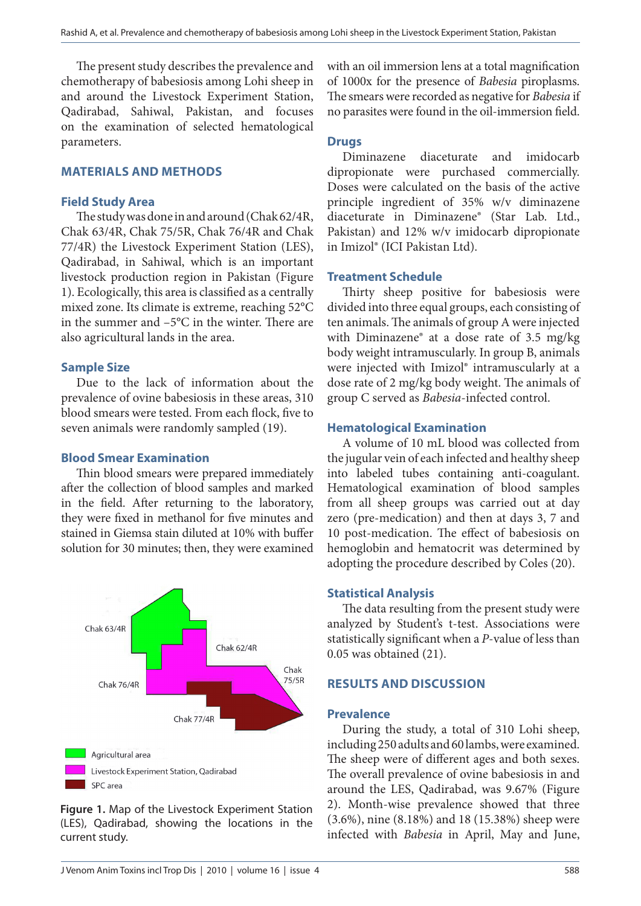The present study describes the prevalence and chemotherapy of babesiosis among Lohi sheep in and around the Livestock Experiment Station, Qadirabad, Sahiwal, Pakistan, and focuses on the examination of selected hematological parameters.

## MATERIALS AND METHODS

### Field Study Area

The study was done in and around (Chak 62/4R, Chak 63/4R, Chak 75/5R, Chak 76/4R and Chak 77/4R) the Livestock Experiment Station (LES), Qadirabad, in Sahiwal, which is an important livestock production region in Pakistan (Figure 1). Ecologically, this area is classified as a centrally mixed zone. Its climate is extreme, reaching 52°C in the summer and –5°C in the winter. There are also agricultural lands in the area.

### Sample Size

Due to the lack of information about the prevalence of ovine babesiosis in these areas, 310 blood smears were tested. From each flock, five to seven animals were randomly sampled (19).

### Blood Smear Examination

Thin blood smears were prepared immediately after the collection of blood samples and marked in the field. After returning to the laboratory, they were fixed in methanol for five minutes and stained in Giemsa stain diluted at 10% with buffer solution for 30 minutes; then, they were examined with an oil immersion lens at a total magnification of 1000x for the presence of *Babesia* piroplasms. The smears were recorded as negative for *Babesia* if no parasites were found in the oil-immersion field.

Chak 63/4R

Chak 62/4R

Chak 75/5R

Chak 76/4R

Chak 77/4R

Agricultural area

Livestock Experiment Station, Qadirabad

SPC area

Figure 1. Map of the Livestock Experiment Station (LES), Qadirabad, showing the locations in the current study.

### Drugs

Diminazene diaceturate and imidocarb dipropionate were purchased commercially. Doses were calculated on the basis of the active principle ingredient of 35% w/v diminazene diaceturate in Diminazene® (Star Lab. Ltd., Pakistan) and 12% w/v imidocarb dipropionate in Imizol® (ICI Pakistan Ltd).

### Treatment Schedule

Thirty sheep positive for babesiosis were divided into three equal groups, each consisting of ten animals. The animals of group A were injected with Diminazene® at a dose rate of 3.5 mg/kg body weight intramuscularly. In group B, animals were injected with Imizol® intramuscularly at a dose rate of 2 mg/kg body weight. The animals of group C served as *Babesia*-infected control.

### Hematological Examination

A volume of 10 mL blood was collected from the jugular vein of each infected and healthy sheep into labeled tubes containing anti-coagulant. Hematological examination of blood samples from all sheep groups was carried out at day zero (pre-medication) and then at days 3, 7 and 10 post-medication. The effect of babesiosis on hemoglobin and hematocrit was determined by adopting the procedure described by Coles (20).

### Statistical Analysis

The data resulting from the present study were analyzed by Student's t-test. Associations were statistically significant when a *P*-value of less than 0.05 was obtained (21).

## RESULTS AND DISCUSSION

### Prevalence

During the study, a total of 310 Lohi sheep, including 250 adults and 60 lambs, were examined. The sheep were of different ages and both sexes. The overall prevalence of ovine babesiosis in and around the LES, Qadirabad, was 9.67% (Figure 2). Month-wise prevalence showed that three (3.6%), nine (8.18%) and 18 (15.38%) sheep were infected with *Babesia* in April, May and June,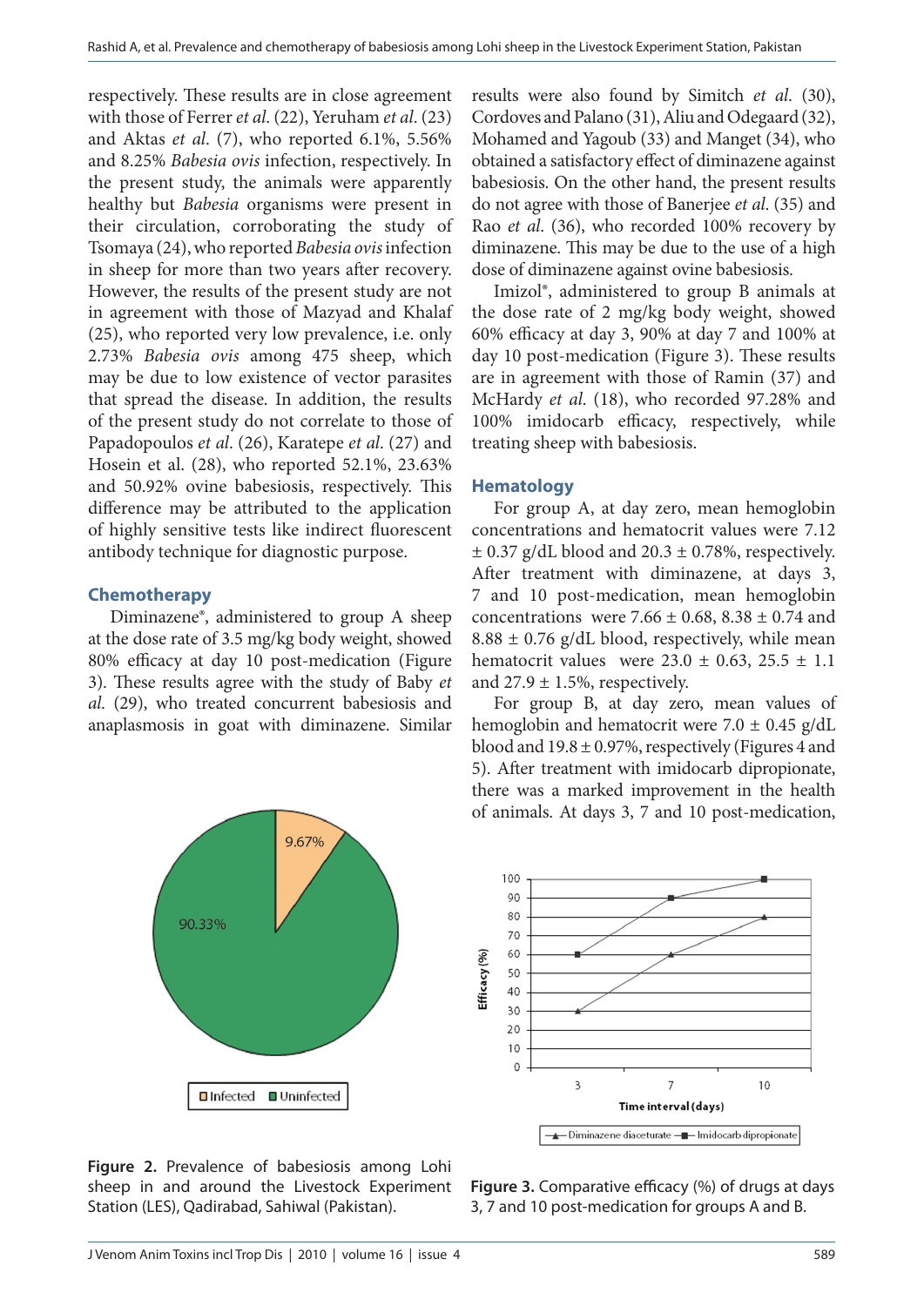respectively. These results are in close agreement with those of Ferrer *et al*. (22), Yeruham *et al*. (23) and Aktas *et al*. (7), who reported 6.1%, 5.56% and 8.25% *Babesia ovis* infection, respectively. In the present study, the animals were apparently healthy but *Babesia* organisms were present in their circulation, corroborating the study of Tsomaya (24), who reported *Babesia ovis* infection in sheep for more than two years after recovery. However, the results of the present study are not in agreement with those of Mazyad and Khalaf (25), who reported very low prevalence, i.e. only 2.73% *Babesia ovis* among 475 sheep, which may be due to low existence of vector parasites that spread the disease. In addition, the results of the present study do not correlate to those of Papadopoulos *et al*. (26), Karatepe *et al*. (27) and Hosein et al. (28), who reported 52.1%, 23.63% and 50.92% ovine babesiosis, respectively. This difference may be attributed to the application of highly sensitive tests like indirect fluorescent antibody technique for diagnostic purpose.

## Chemotherapy

Diminazene®, administered to group A sheep at the dose rate of 3.5 mg/kg body weight, showed 80% efficacy at day 10 post-medication (Figure 3). These results agree with the study of Baby *et al*. (29), who treated concurrent babesiosis and anaplasmosis in goat with diminazene. Similar results were also found by Simitch *et al*. (30), Cordoves and Palano (31), Aliu and Odegaard (32), Mohamed and Yagoub (33) and Manget (34), who obtained a satisfactory effect of diminazene against babesiosis. On the other hand, the present results do not agree with those of Banerjee *et al*. (35) and Rao *et al*. (36), who recorded 100% recovery by diminazene. This may be due to the use of a high dose of diminazene against ovine babesiosis.

Imizol®, administered to group B animals at the dose rate of 2 mg/kg body weight, showed 60% efficacy at day 3, 90% at day 7 and 100% at day 10 post-medication (Figure 3). These results are in agreement with those of Ramin (37) and McHardy *et al*. (18), who recorded 97.28% and 100% imidocarb efficacy, respectively, while treating sheep with babesiosis.

## Hematology

For group A, at day zero, mean hemoglobin concentrations and hematocrit values were 7.12 ± 0.37 g/dL blood and 20.3 ± 0.78%, respectively. After treatment with diminazene, at days 3, 7 and 10 post-medication, mean hemoglobin concentrations were 7.66 ± 0.68, 8.38 ± 0.74 and 8.88 ± 0.76 g/dL blood, respectively, while mean hematocrit values were 23.0 ± 0.63, 25.5 ± 1.1 and 27.9 ± 1.5%, respectively.

For group B, at day zero, mean values of hemoglobin and hematocrit were 7.0 ± 0.45 g/dL blood and 19.8 ± 0.97%, respectively (Figures 4 and 5). After treatment with imidocarb dipropionate, there was a marked improvement in the health of animals. At days 3, 7 and 10 post-medication,

**Figure 2.** Prevalence of babesiosis among Lohi sheep in and around the Livestock Experiment Station (LES), Qadirabad, Sahiwal (Pakistan).

**Figure 3.** Comparative efficacy (%) of drugs at days 3, 7 and 10 post-medication for groups A and B.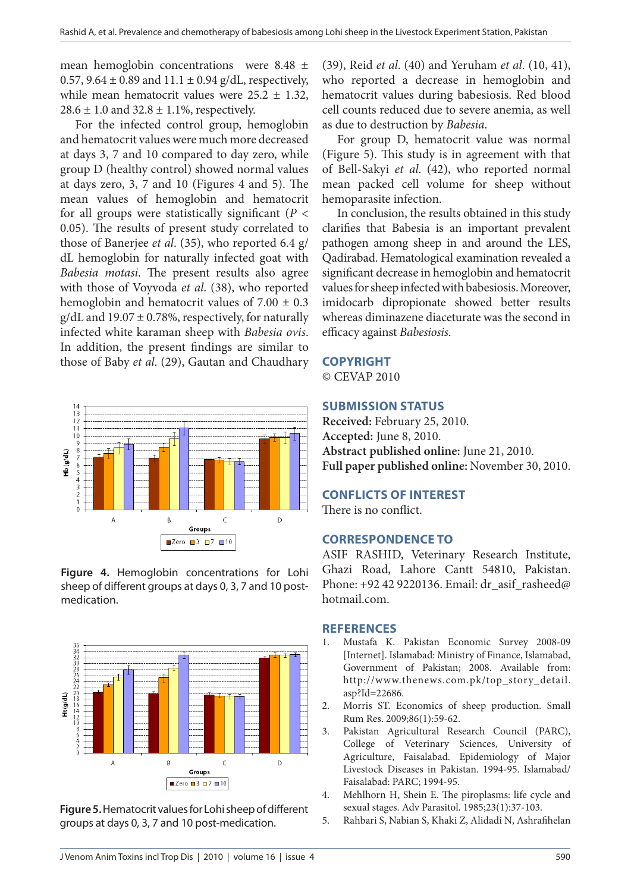mean hemoglobin concentrations were 8.48 ± 0.57, 9.64 ± 0.89 and 11.1 ± 0.94 g/dL, respectively, while mean hematocrit values were 25.2 ± 1.32, 28.6 ± 1.0 and 32.8 ± 1.1%, respectively.

For the infected control group, hemoglobin and hematocrit values were much more decreased at days 3, 7 and 10 compared to day zero, while group D (healthy control) showed normal values at days zero, 3, 7 and 10 (Figures 4 and 5). The mean values of hemoglobin and hematocrit for all groups were statistically significant ($P < 0.05$). The results of present study correlated to those of Banerjee *et al*. (35), who reported 6.4 g/dL hemoglobin for naturally infected goat with *Babesia motasi*. The present results also agree with those of Voyvoda *et al*. (38), who reported hemoglobin and hematocrit values of 7.00 ± 0.3 g/dL and 19.07 ± 0.78%, respectively, for naturally infected white karaman sheep with *Babesia ovis*. In addition, the present findings are similar to those of Baby *et al*. (29), Gautan and Chaudhary (39), Reid *et al*. (40) and Yeruham *et al*. (10, 41), who reported a decrease in hemoglobin and hematocrit values during babesiosis. Red blood cell counts reduced due to severe anemia, as well as due to destruction by *Babesia*.

**Figure 4.** Hemoglobin concentrations for Lohi sheep of different groups at days 0, 3, 7 and 10 post-medication.

**Figure 5.** Hematocrit values for Lohi sheep of different groups at days 0, 3, 7 and 10 post-medication.

For group D, hematocrit value was normal (Figure 5). This study is in agreement with that of Bell-Sakyi *et al*. (42), who reported normal mean packed cell volume for sheep without hemoparasite infection.

In conclusion, the results obtained in this study clarifies that Babesia is an important prevalent pathogen among sheep in and around the LES, Qadirabad. Hematological examination revealed a significant decrease in hemoglobin and hematocrit values for sheep infected with babesiosis. Moreover, imidocarb dipropionate showed better results whereas diminazene diaceturate was the second in efficacy against *Babesiosis*.

## COPYRIGHT

© CEVAP 2010

## SUBMISSION STATUS

**Received:** February 25, 2010.
**Accepted:** June 8, 2010.
**Abstract published online:** June 21, 2010.
**Full paper published online:** November 30, 2010.

## CONFLICTS OF INTEREST

There is no conflict.

## CORRESPONDENCE TO

ASIF RASHID, Veterinary Research Institute, Ghazi Road, Lahore Cantt 54810, Pakistan. Phone: +92 42 9220136. Email: dr_asif_rasheed@hotmail.com.

## REFERENCES

1. Mustafa K. Pakistan Economic Survey 2008-09 [Internet]. Islamabad: Ministry of Finance, Islamabad, Government of Pakistan; 2008. Available from: http://www.thenews.com.pk/top_story_detail.asp?Id=22686.
2. Morris ST. Economics of sheep production. Small Rum Res. 2009;86(1):59-62.
3. Pakistan Agricultural Research Council (PARC), College of Veterinary Sciences, University of Agriculture, Faisalabad. Epidemiology of Major Livestock Diseases in Pakistan. 1994-95. Islamabad/Faisalabad: PARC; 1994-95.
4. Mehlhorn H, Shein E. The piroplasms: life cycle and sexual stages. Adv Parasitol. 1985;23(1):37-103.
5. Rahbari S, Nabian S, Khaki Z, Alidadi N, Ashrafihelan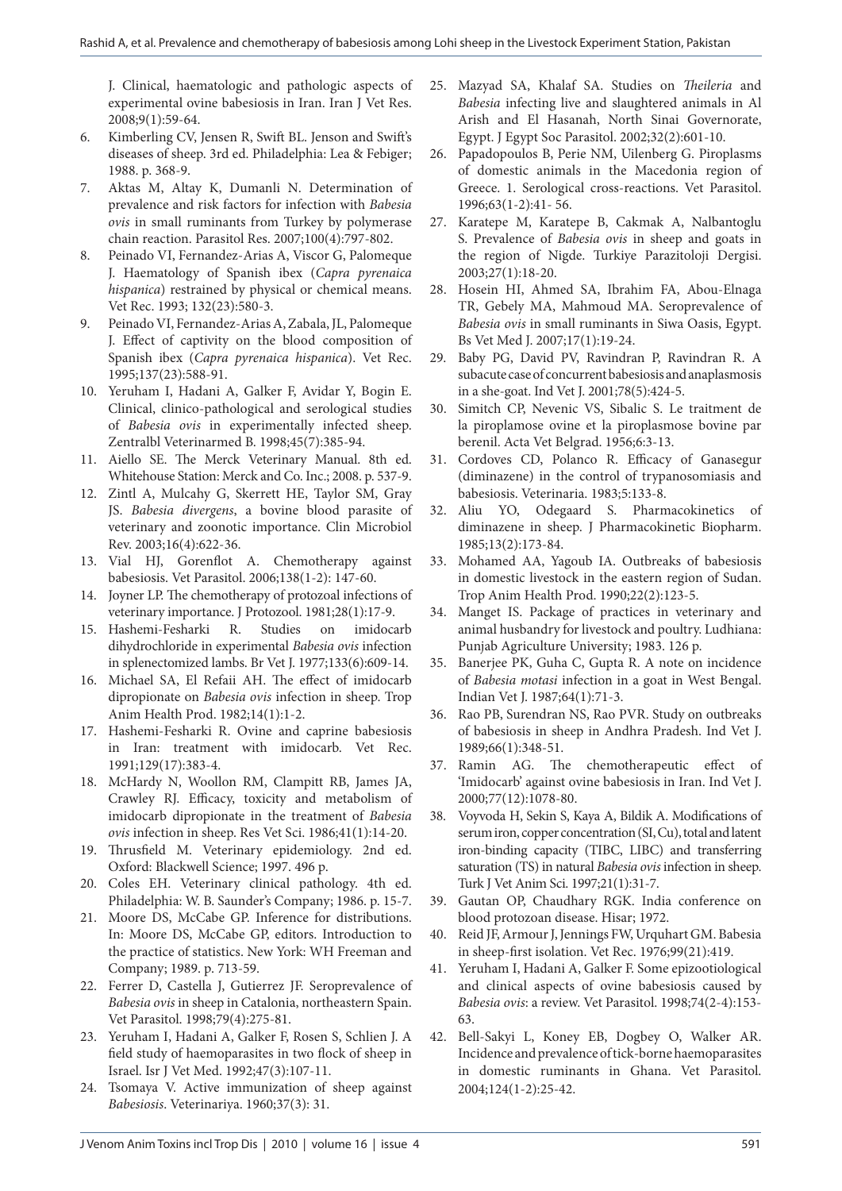J. Clinical, haematologic and pathologic aspects of experimental ovine babesiosis in Iran. Iran J Vet Res. 2008;9(1):59-64.

6. Kimberling CV, Jensen R, Swift BL. Jenson and Swift's diseases of sheep. 3rd ed. Philadelphia: Lea & Febiger; 1988. p. 368-9.
7. Aktas M, Altay K, Dumanli N. Determination of prevalence and risk factors for infection with *Babesia ovis* in small ruminants from Turkey by polymerase chain reaction. Parasitol Res. 2007;100(4):797-802.
8. Peinado VI, Fernandez-Arias A, Viscor G, Palomeque J. Haematology of Spanish ibex (*Capra pyrenaica hispanica*) restrained by physical or chemical means. Vet Rec. 1993; 132(23):580-3.
9. Peinado VI, Fernandez-Arias A, Zabala, JL, Palomeque J. Effect of captivity on the blood composition of Spanish ibex (*Capra pyrenaica hispanica*). Vet Rec. 1995;137(23):588-91.
10. Yeruham I, Hadani A, Galker F, Avidar Y, Bogin E. Clinical, clinico-pathological and serological studies of *Babesia ovis* in experimentally infected sheep. Zentralbl Veterinarmed B. 1998;45(7):385-94.
11. Aiello SE. The Merck Veterinary Manual. 8th ed. Whitehouse Station: Merck and Co. Inc.; 2008. p. 537-9.
12. Zintl A, Mulcahy G, Skerrett HE, Taylor SM, Gray JS. *Babesia divergens*, a bovine blood parasite of veterinary and zoonotic importance. Clin Microbiol Rev. 2003;16(4):622-36.
13. Vial HJ, Gorenflot A. Chemotherapy against babesiosis. Vet Parasitol. 2006;138(1-2): 147-60.
14. Joyner LP. The chemotherapy of protozoal infections of veterinary importance. J Protozool. 1981;28(1):17-9.
15. Hashemi-Fesharki R. Studies on imidocarb dihydrochloride in experimental *Babesia ovis* infection in splenectomized lambs. Br Vet J. 1977;133(6):609-14.
16. Michael SA, El Refaii AH. The effect of imidocarb dipropionate on *Babesia ovis* infection in sheep. Trop Anim Health Prod. 1982;14(1):1-2.
17. Hashemi-Fesharki R. Ovine and caprine babesiosis in Iran: treatment with imidocarb. Vet Rec. 1991;129(17):383-4.
18. McHardy N, Woollon RM, Clampitt RB, James JA, Crawley RJ. Efficacy, toxicity and metabolism of imidocarb dipropionate in the treatment of *Babesia ovis* infection in sheep. Res Vet Sci. 1986;41(1):14-20.
19. Thrusfield M. Veterinary epidemiology. 2nd ed. Oxford: Blackwell Science; 1997. 496 p.
20. Coles EH. Veterinary clinical pathology. 4th ed. Philadelphia: W. B. Saunder's Company; 1986. p. 15-7.
21. Moore DS, McCabe GP. Inference for distributions. In: Moore DS, McCabe GP, editors. Introduction to the practice of statistics. New York: WH Freeman and Company; 1989. p. 713-59.
22. Ferrer D, Castella J, Gutierrez JF. Seroprevalence of *Babesia ovis* in sheep in Catalonia, northeastern Spain. Vet Parasitol. 1998;79(4):275-81.
23. Yeruham I, Hadani A, Galker F, Rosen S, Schlien J. A field study of haemoparasites in two flock of sheep in Israel. Isr J Vet Med. 1992;47(3):107-11.
24. Tsomaya V. Active immunization of sheep against *Babesiosis*. Veterinariya. 1960;37(3): 31.
25. Mazyad SA, Khalaf SA. Studies on *Theileria* and *Babesia* infecting live and slaughtered animals in Al Arish and El Hasanah, North Sinai Governorate, Egypt. J Egypt Soc Parasitol. 2002;32(2):601-10.
26. Papadopoulos B, Perie NM, Uilenberg G. Piroplasms of domestic animals in the Macedonia region of Greece. 1. Serological cross-reactions. Vet Parasitol. 1996;63(1-2):41- 56.
27. Karatepe M, Karatepe B, Cakmak A, Nalbantoglu S. Prevalence of *Babesia ovis* in sheep and goats in the region of Nigde. Turkiye Parazitoloji Dergisi. 2003;27(1):18-20.
28. Hosein HI, Ahmed SA, Ibrahim FA, Abou-Elnaga TR, Gebely MA, Mahmoud MA. Seroprevalence of *Babesia ovis* in small ruminants in Siwa Oasis, Egypt. Bs Vet Med J. 2007;17(1):19-24.
29. Baby PG, David PV, Ravindran P, Ravindran R. A subacute case of concurrent babesiosis and anaplasmosis in a she-goat. Ind Vet J. 2001;78(5):424-5.
30. Simitch CP, Nevenic VS, Sibalic S. Le traitment de la piroplamose ovine et la piroplasmose bovine par berenil. Acta Vet Belgrad. 1956;6:3-13.
31. Cordoves CD, Polanco R. Efficacy of Ganasegur (diminazene) in the control of trypanosomiasis and babesiosis. Veterinaria. 1983;5:133-8.
32. Aliu YO, Odegaard S. Pharmacokinetics of diminazene in sheep. J Pharmacokinetic Biopharm. 1985;13(2):173-84.
33. Mohamed AA, Yagoub IA. Outbreaks of babesiosis in domestic livestock in the eastern region of Sudan. Trop Anim Health Prod. 1990;22(2):123-5.
34. Manget IS. Package of practices in veterinary and animal husbandry for livestock and poultry. Ludhiana: Punjab Agriculture University; 1983. 126 p.
35. Banerjee PK, Guha C, Gupta R. A note on incidence of *Babesia motasi* infection in a goat in West Bengal. Indian Vet J. 1987;64(1):71-3.
36. Rao PB, Surendran NS, Rao PVR. Study on outbreaks of babesiosis in sheep in Andhra Pradesh. Ind Vet J. 1989;66(1):348-51.
37. Ramin AG. The chemotherapeutic effect of 'Imidocarb' against ovine babesiosis in Iran. Ind Vet J. 2000;77(12):1078-80.
38. Voyvoda H, Sekin S, Kaya A, Bildik A. Modifications of serum iron, copper concentration (SI, Cu), total and latent iron-binding capacity (TIBC, LIBC) and transferring saturation (TS) in natural *Babesia ovis* infection in sheep. Turk J Vet Anim Sci. 1997;21(1):31-7.
39. Gautan OP, Chaudhary RGK. India conference on blood protozoan disease. Hisar; 1972.
40. Reid JF, Armour J, Jennings FW, Urquhart GM. Babesia in sheep-first isolation. Vet Rec. 1976;99(21):419.
41. Yeruham I, Hadani A, Galker F. Some epizootiological and clinical aspects of ovine babesiosis caused by *Babesia ovis*: a review. Vet Parasitol. 1998;74(2-4):153-63.
42. Bell-Sakyi L, Koney EB, Dogbey O, Walker AR. Incidence and prevalence of tick-borne haemoparasites in domestic ruminants in Ghana. Vet Parasitol. 2004;124(1-2):25-42.